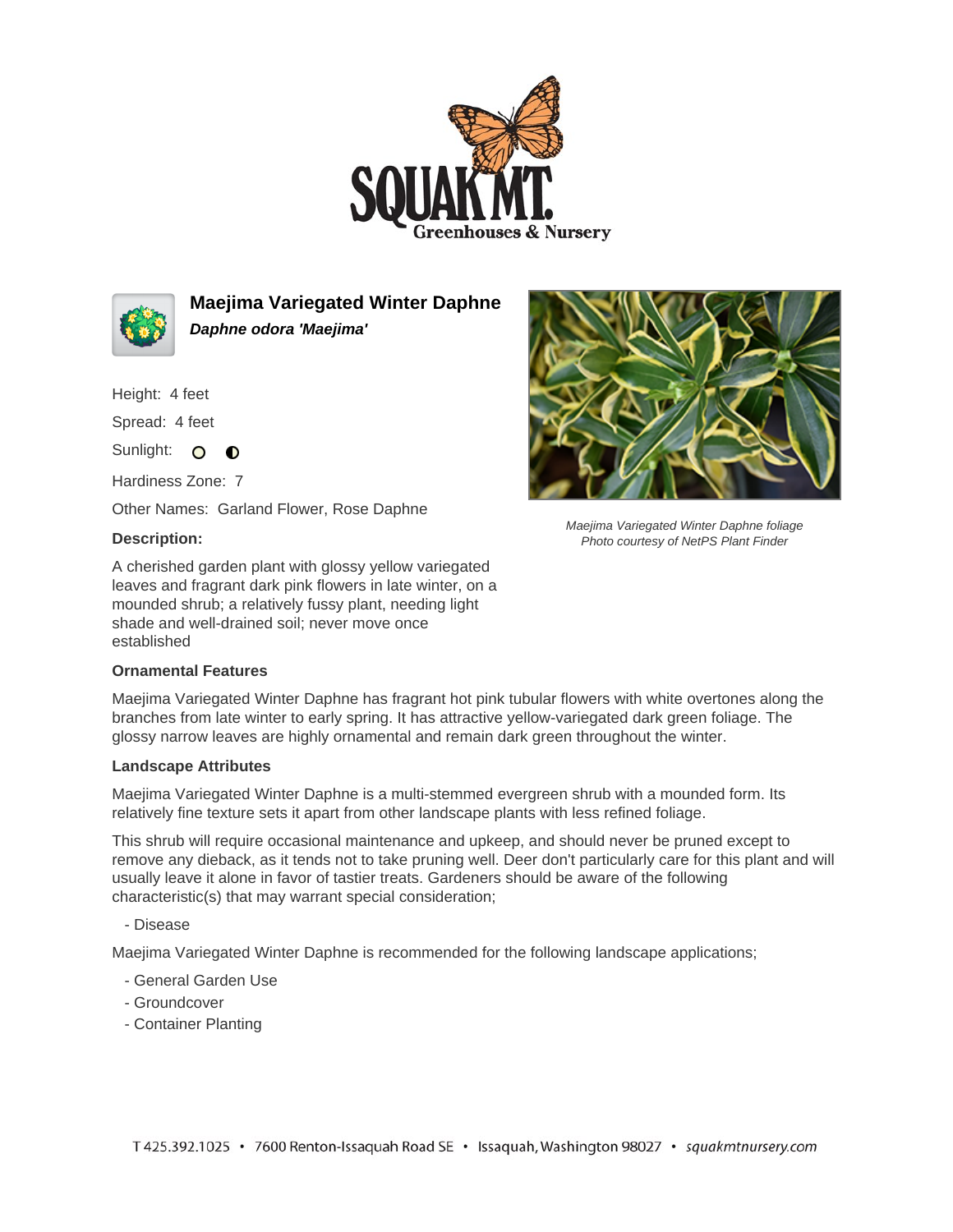# Maejima Variegated Winter Daphne

***Daphne odora 'Maejima'***

Height: 4 feet

Spread: 4 feet

Sunlight:

Hardiness Zone: 7

Other Names: Garland Flower, Rose Daphne

**Description:**

A cherished garden plant with glossy yellow variegated leaves and fragrant dark pink flowers in late winter, on a mounded shrub; a relatively fussy plant, needing light shade and well-drained soil; never move once established

*Maejima Variegated Winter Daphne foliage*
*Photo courtesy of NetPS Plant Finder*

### Ornamental Features

Maejima Variegated Winter Daphne has fragrant hot pink tubular flowers with white overtones along the branches from late winter to early spring. It has attractive yellow-variegated dark green foliage. The glossy narrow leaves are highly ornamental and remain dark green throughout the winter.

### Landscape Attributes

Maejima Variegated Winter Daphne is a multi-stemmed evergreen shrub with a mounded form. Its relatively fine texture sets it apart from other landscape plants with less refined foliage.

This shrub will require occasional maintenance and upkeep, and should never be pruned except to remove any dieback, as it tends not to take pruning well. Deer don't particularly care for this plant and will usually leave it alone in favor of tastier treats. Gardeners should be aware of the following characteristic(s) that may warrant special consideration;

- Disease

Maejima Variegated Winter Daphne is recommended for the following landscape applications;

- General Garden Use
- Groundcover
- Container Planting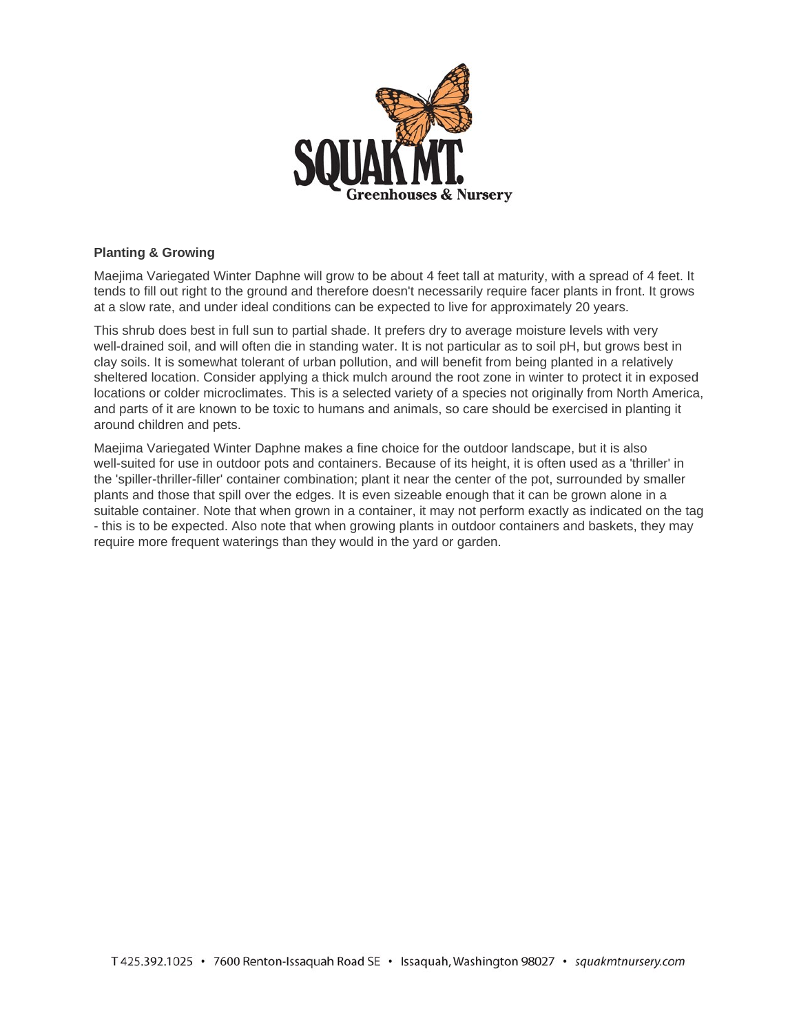**Planting & Growing**

Maejima Variegated Winter Daphne will grow to be about 4 feet tall at maturity, with a spread of 4 feet. It tends to fill out right to the ground and therefore doesn't necessarily require facer plants in front. It grows at a slow rate, and under ideal conditions can be expected to live for approximately 20 years.

This shrub does best in full sun to partial shade. It prefers dry to average moisture levels with very well-drained soil, and will often die in standing water. It is not particular as to soil pH, but grows best in clay soils. It is somewhat tolerant of urban pollution, and will benefit from being planted in a relatively sheltered location. Consider applying a thick mulch around the root zone in winter to protect it in exposed locations or colder microclimates. This is a selected variety of a species not originally from North America, and parts of it are known to be toxic to humans and animals, so care should be exercised in planting it around children and pets.

Maejima Variegated Winter Daphne makes a fine choice for the outdoor landscape, but it is also well-suited for use in outdoor pots and containers. Because of its height, it is often used as a 'thriller' in the 'spiller-thriller-filler' container combination; plant it near the center of the pot, surrounded by smaller plants and those that spill over the edges. It is even sizeable enough that it can be grown alone in a suitable container. Note that when grown in a container, it may not perform exactly as indicated on the tag - this is to be expected. Also note that when growing plants in outdoor containers and baskets, they may require more frequent waterings than they would in the yard or garden.